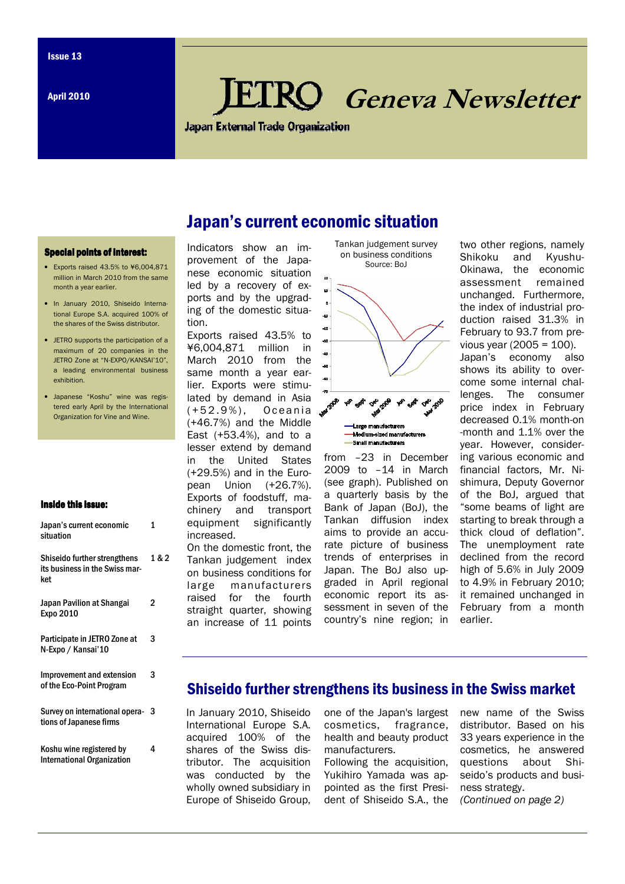Issue 13

April 2010

# JETRO Geneva Newsletter

Japan External Trade Organization

**Special points of interest:**

- Exports raised 43.5% to ¥6,004,871 million in March 2010 from the same month a year earlier.
- In January 2010, Shiseido International Europe S.A. acquired 100% of the shares of the Swiss distributor.
- JETRO supports the participation of a maximum of 20 companies in the JETRO Zone at "N-EXPO/KANSAI'10", a leading environmental business exhibition.
- Japanese "Koshu" wine was registered early April by the International Organization for Vine and Wine.

**Inside this issue:**

| | |
|---|---|
| Japan's current economic situation | 1 |
| Shiseido further strengthens its business in the Swiss market | 1 & 2 |
| Japan Pavilion at Shangai Expo 2010 | 2 |
| Participate in JETRO Zone at N-Expo / Kansai'10 | 3 |
| Improvement and extension of the Eco-Point Program | 3 |
| Survey on international operations of Japanese firms | 3 |
| Koshu wine registered by International Organization | 4 |

## Japan's current economic situation

Indicators show an improvement of the Japanese economic situation led by a recovery of exports and by the upgrading of the domestic situation.

Exports raised 43.5% to ¥6,004,871 million in March 2010 from the same month a year earlier. Exports were stimulated by demand in Asia (+52.9%), Oceania (+46.7%) and the Middle East (+53.4%), and to a lesser extend by demand in the United States (+29.5%) and in the European Union (+26.7%). Exports of foodstuff, machinery and transport equipment significantly increased.

On the domestic front, the Tankan judgement index on business conditions for large manufacturers raised for the fourth straight quarter, showing an increase of 11 points from –23 in December 2009 to –14 in March (see graph). Published on a quarterly basis by the Bank of Japan (BoJ), the Tankan diffusion index aims to provide an accurate picture of business trends of enterprises in Japan. The BoJ also upgraded in April regional economic report its assessment in seven of the country's nine region; in two other regions, namely Shikoku and Kyushu-Okinawa, the economic assessment remained unchanged. Furthermore, the index of industrial production raised 31.3% in February to 93.7 from previous year (2005 = 100).

Japan's economy also shows its ability to overcome some internal challenges. The consumer price index in February decreased 0.1% month-on-month and 1.1% over the year. However, considering various economic and financial factors, Mr. Nishimura, Deputy Governor of the BoJ, argued that "some beams of light are starting to break through a thick cloud of deflation". The unemployment rate declined from the record high of 5.6% in July 2009 to 4.9% in February 2010; it remained unchanged in February from a month earlier.

Tankan judgement survey on business conditions
Source: BoJ

## Shiseido further strengthens its business in the Swiss market

In January 2010, Shiseido International Europe S.A. acquired 100% of the shares of the Swiss distributor. The acquisition was conducted by the wholly owned subsidiary in Europe of Shiseido Group, one of the Japan's largest cosmetics, fragrance, health and beauty product manufacturers.

Following the acquisition, Yukihiro Yamada was appointed as the first President of Shiseido S.A., the new name of the Swiss distributor. Based on his 33 years experience in the cosmetics, he answered questions about Shiseido's products and business strategy.

*(Continued on page 2)*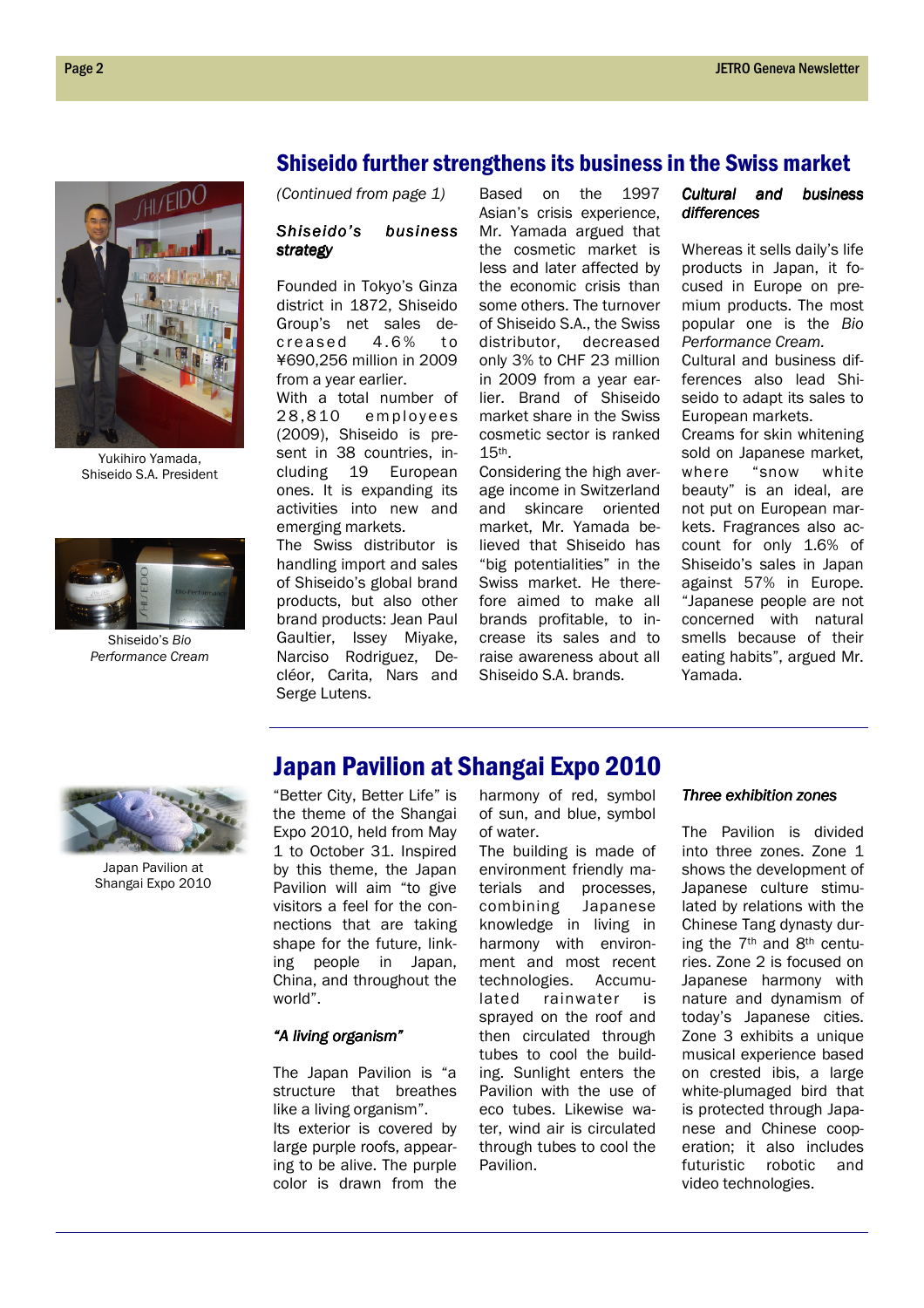## Shiseido further strengthens its business in the Swiss market

Yukihiro Yamada, Shiseido S.A. President

Shiseido's *Bio Performance Cream*

*(Continued from page 1)*

***Shiseido's business strategy***

Founded in Tokyo's Ginza district in 1872, Shiseido Group's net sales decreased 4.6% to ¥690,256 million in 2009 from a year earlier.

With a total number of 28,810 employees (2009), Shiseido is present in 38 countries, including 19 European ones. It is expanding its activities into new and emerging markets.

The Swiss distributor is handling import and sales of Shiseido's global brand products, but also other brand products: Jean Paul Gaultier, Issey Miyake, Narciso Rodriguez, Decléor, Carita, Nars and Serge Lutens.

Based on the 1997 Asian's crisis experience, Mr. Yamada argued that the cosmetic market is less and later affected by the economic crisis than some others. The turnover of Shiseido S.A., the Swiss distributor, decreased only 3% to CHF 23 million in 2009 from a year earlier. Brand of Shiseido market share in the Swiss cosmetic sector is ranked 15th.

Considering the high average income in Switzerland and skincare oriented market, Mr. Yamada believed that Shiseido has "big potentialities" in the Swiss market. He therefore aimed to make all brands profitable, to increase its sales and to raise awareness about all Shiseido S.A. brands.

***Cultural and business differences***

Whereas it sells daily's life products in Japan, it focused in Europe on premium products. The most popular one is the *Bio Performance Cream*.

Cultural and business differences also lead Shiseido to adapt its sales to European markets.

Creams for skin whitening sold on Japanese market, where "snow white beauty" is an ideal, are not put on European markets. Fragrances also account for only 1.6% of Shiseido's sales in Japan against 57% in Europe. "Japanese people are not concerned with natural smells because of their eating habits", argued Mr. Yamada.

## Japan Pavilion at Shangai Expo 2010

Japan Pavilion at Shangai Expo 2010

"Better City, Better Life" is the theme of the Shangai Expo 2010, held from May 1 to October 31. Inspired by this theme, the Japan Pavilion will aim "to give visitors a feel for the connections that are taking shape for the future, linking people in Japan, China, and throughout the world".

***"A living organism"***

The Japan Pavilion is "a structure that breathes like a living organism".

Its exterior is covered by large purple roofs, appearing to be alive. The purple color is drawn from the harmony of red, symbol of sun, and blue, symbol of water.

The building is made of environment friendly materials and processes, combining Japanese knowledge in living in harmony with environment and most recent technologies. Accumulated rainwater is sprayed on the roof and then circulated through tubes to cool the building. Sunlight enters the Pavilion with the use of eco tubes. Likewise water, wind air is circulated through tubes to cool the Pavilion.

***Three exhibition zones***

The Pavilion is divided into three zones. Zone 1 shows the development of Japanese culture stimulated by relations with the Chinese Tang dynasty during the 7th and 8th centuries. Zone 2 is focused on Japanese harmony with nature and dynamism of today's Japanese cities. Zone 3 exhibits a unique musical experience based on crested ibis, a large white-plumaged bird that is protected through Japanese and Chinese cooperation; it also includes futuristic robotic and video technologies.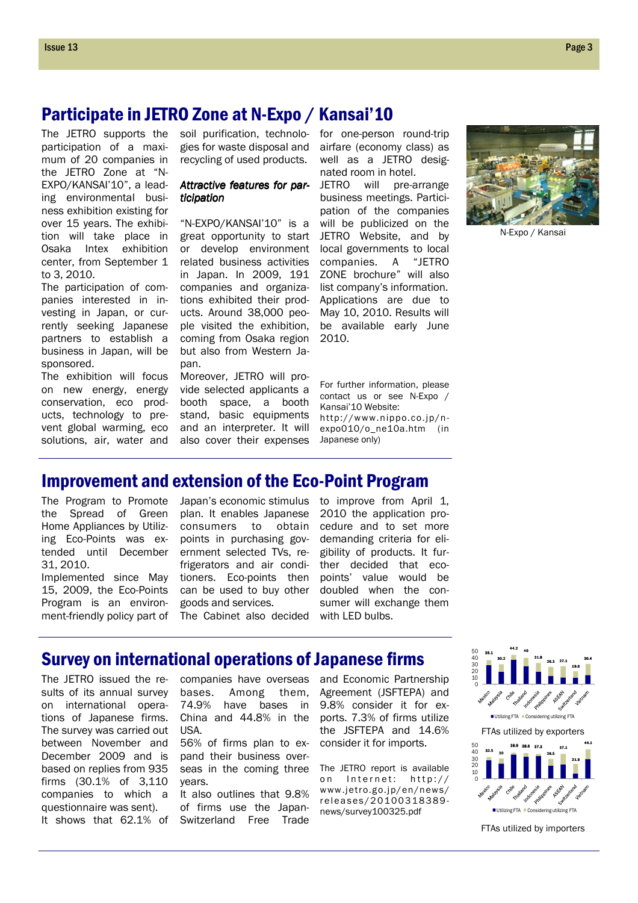## Participate in JETRO Zone at N-Expo / Kansai'10

The JETRO supports the participation of a maximum of 20 companies in the JETRO Zone at "N-EXPO/KANSAI'10", a leading environmental business exhibition existing for over 15 years. The exhibition will take place in Osaka Intex exhibition center, from September 1 to 3, 2010.

The participation of companies interested in investing in Japan, or currently seeking Japanese partners to establish a business in Japan, will be sponsored.

The exhibition will focus on new energy, energy conservation, eco products, technology to prevent global warming, eco solutions, air, water and soil purification, technologies for waste disposal and recycling of used products.

### *Attractive features for participation*

"N-EXPO/KANSAI'10" is a great opportunity to start or develop environment related business activities in Japan. In 2009, 191 companies and organizations exhibited their products. Around 38,000 people visited the exhibition, coming from Osaka region but also from Western Japan.

Moreover, JETRO will provide selected applicants a booth space, a booth stand, basic equipments and an interpreter. It will also cover their expenses for one-person round-trip airfare (economy class) as well as a JETRO designated room in hotel.

JETRO will pre-arrange business meetings. Participation of the companies will be publicized on the JETRO Website, and by local governments to local companies. A "JETRO ZONE brochure" will also list company's information. Applications are due to May 10, 2010. Results will be available early June 2010.

For further information, please contact us or see N-Expo / Kansai'10 Website: http://www.nippo.co.jp/n-expo010/o_ne10a.htm (in Japanese only)

N-Expo / Kansai

## Improvement and extension of the Eco-Point Program

The Program to Promote the Spread of Green Home Appliances by Utilizing Eco-Points was extended until December 31, 2010.

Implemented since May 15, 2009, the Eco-Points Program is an environment-friendly policy part of Japan's economic stimulus plan. It enables Japanese consumers to obtain points in purchasing government selected TVs, refrigerators and air conditioners. Eco-points then can be used to buy other goods and services.

The Cabinet also decided to improve from April 1, 2010 the application procedure and to set more demanding criteria for eligibility of products. It further decided that eco-points' value would be doubled when the consumer will exchange them with LED bulbs.

## Survey on international operations of Japanese firms

The JETRO issued the results of its annual survey on international operations of Japanese firms. The survey was carried out between November and December 2009 and is based on replies from 935 firms (30.1% of 3,110 companies to which a questionnaire was sent).

It shows that 62.1% of companies have overseas bases. Among them, 74.9% have bases in China and 44.8% in the USA.

56% of firms plan to expand their business overseas in the coming three years.

It also outlines that 9.8% of firms use the Japan-Switzerland Free Trade and Economic Partnership Agreement (JSFTEPA) and 9.8% consider it for exports. 7.3% of firms utilize the JSFTEPA and 14.6% consider it for imports.

The JETRO report is available on Internet: http://www.jetro.go.jp/en/news/releases/20100318389-news/survey100325.pdf

| | Mexico | Malaysia | Chile | Thailand | Indonesia | Philippines | ASEAN | Switzerland | Vietnam |
|---|---|---|---|---|---|---|---|---|---|
| Total | 36.1 | 30.2 | 44.2 | 40 | 31.8 | 26.3 | 27.1 | 19.6 | 30.4 |

Legend: Utilizing FTA / Considering utilizing FTA

FTAs utilized by exporters

| | Mexico | Malaysia | Chile | Thailand | Indonesia | Philippines | ASEAN | Switzerland | Vietnam |
|---|---|---|---|---|---|---|---|---|---|
| Total | 32.5 | 30 | 38.9 | 38.6 | 37.3 | 29.5 | 37.1 | 21.9 | 44.1 |

Legend: Utilizing FTA / Considering utilizing FTA

FTAs utilized by importers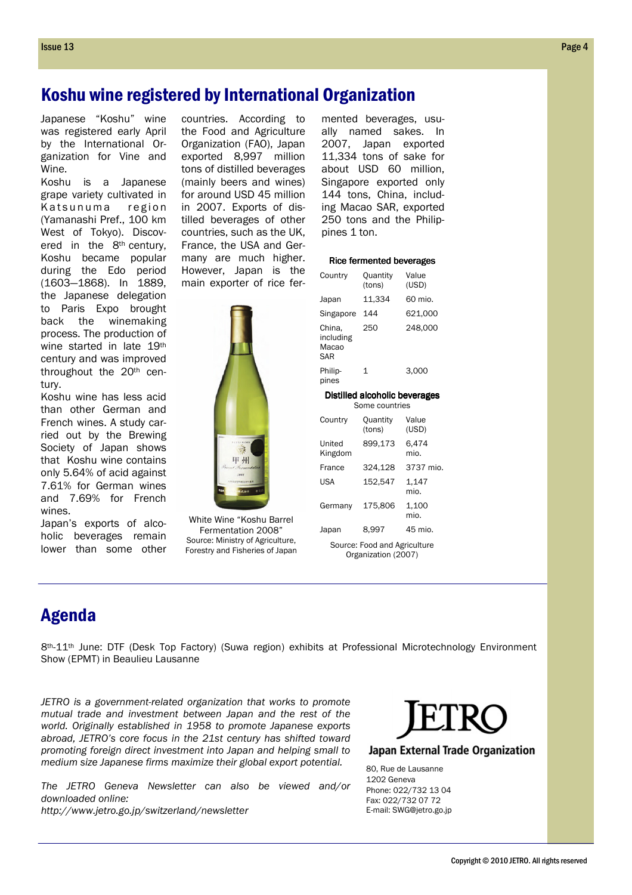## Koshu wine registered by International Organization

Japanese "Koshu" wine was registered early April by the International Organization for Vine and Wine.

Koshu is a Japanese grape variety cultivated in Katsunuma region (Yamanashi Pref., 100 km West of Tokyo). Discovered in the 8th century, Koshu became popular during the Edo period (1603—1868). In 1889, the Japanese delegation to Paris Expo brought back the winemaking process. The production of wine started in late 19th century and was improved throughout the 20th century.

Koshu wine has less acid than other German and French wines. A study carried out by the Brewing Society of Japan shows that Koshu wine contains only 5.64% of acid against 7.61% for German wines and 7.69% for French wines.

Japan's exports of alcoholic beverages remain lower than some other countries. According to the Food and Agriculture Organization (FAO), Japan exported 8,997 million tons of distilled beverages (mainly beers and wines) for around USD 45 million in 2007. Exports of distilled beverages of other countries, such as the UK, France, the USA and Germany are much higher. However, Japan is the main exporter of rice fermented beverages, usually named sakes. In 2007, Japan exported 11,334 tons of sake for about USD 60 million, Singapore exported only 144 tons, China, including Macao SAR, exported 250 tons and the Philippines 1 ton.

White Wine "Koshu Barrel Fermentation 2008"
Source: Ministry of Agriculture, Forestry and Fisheries of Japan

**Rice fermented beverages**

| Country | Quantity (tons) | Value (USD) |
|---|---|---|
| Japan | 11,334 | 60 mio. |
| Singapore | 144 | 621,000 |
| China, including Macao SAR | 250 | 248,000 |
| Philippines | 1 | 3,000 |

**Distilled alcoholic beverages**
Some countries

| Country | Quantity (tons) | Value (USD) |
|---|---|---|
| United Kingdom | 899,173 | 6,474 mio. |
| France | 324,128 | 3737 mio. |
| USA | 152,547 | 1,147 mio. |
| Germany | 175,806 | 1,100 mio. |
| Japan | 8,997 | 45 mio. |

Source: Food and Agriculture Organization (2007)

## Agenda

8th-11th June: DTF (Desk Top Factory) (Suwa region) exhibits at Professional Microtechnology Environment Show (EPMT) in Beaulieu Lausanne

*JETRO is a government-related organization that works to promote mutual trade and investment between Japan and the rest of the world. Originally established in 1958 to promote Japanese exports abroad, JETRO's core focus in the 21st century has shifted toward promoting foreign direct investment into Japan and helping small to medium size Japanese firms maximize their global export potential.*

*The JETRO Geneva Newsletter can also be viewed and/or downloaded online:*
*http://www.jetro.go.jp/switzerland/newsletter*

JETRO
Japan External Trade Organization

80, Rue de Lausanne
1202 Geneva
Phone: 022/732 13 04
Fax: 022/732 07 72
E-mail: SWG@jetro.go.jp

Copyright © 2010 JETRO. All rights reserved